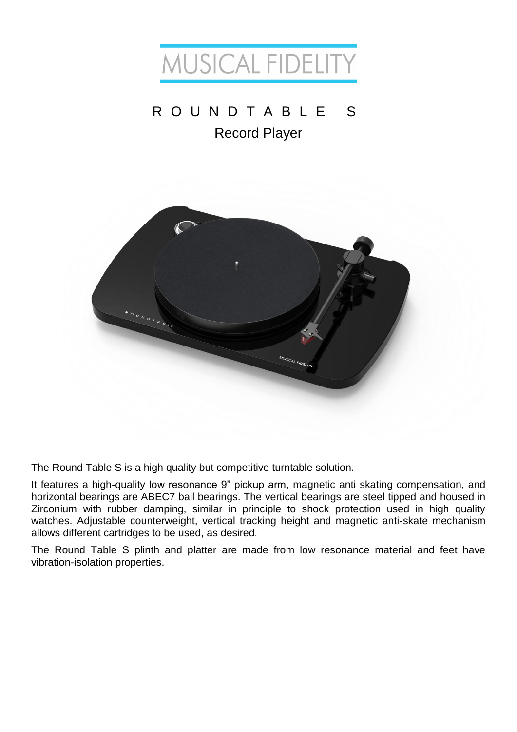# MUSICAL FIDELITY

## ROUNDTABLE S

### Record Player

The Round Table S is a high quality but competitive turntable solution.

It features a high-quality low resonance 9" pickup arm, magnetic anti skating compensation, and horizontal bearings are ABEC7 ball bearings. The vertical bearings are steel tipped and housed in Zirconium with rubber damping, similar in principle to shock protection used in high quality watches. Adjustable counterweight, vertical tracking height and magnetic anti-skate mechanism allows different cartridges to be used, as desired.

The Round Table S plinth and platter are made from low resonance material and feet have vibration-isolation properties.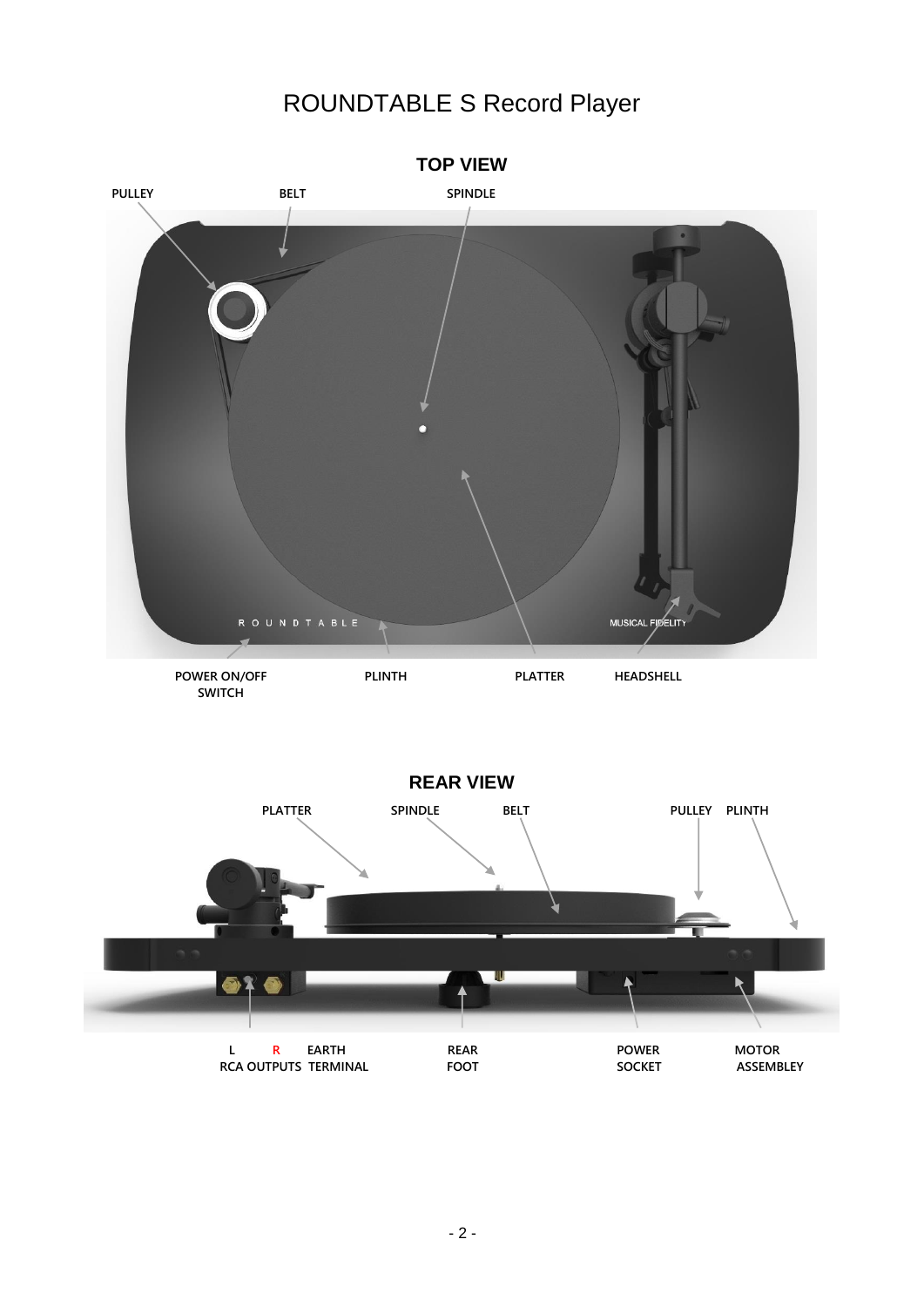# ROUNDTABLE S Record Player

## TOP VIEW

PULLEY

BELT

SPINDLE

POWER ON/OFF SWITCH

PLINTH

PLATTER

HEADSHELL

## REAR VIEW

PLATTER

SPINDLE

BELT

PULLEY

PLINTH

L R RCA OUTPUTS

EARTH TERMINAL

REAR FOOT

POWER SOCKET

MOTOR ASSEMBLEY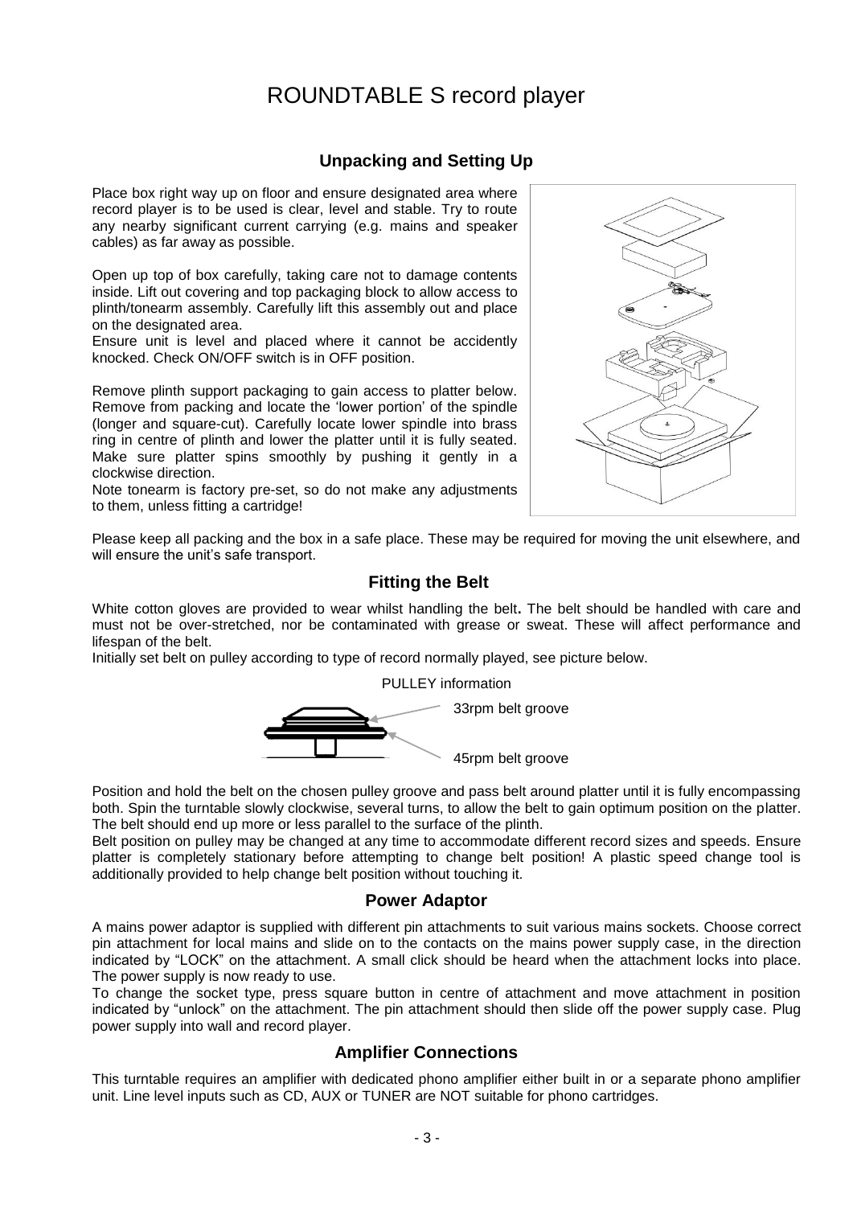# ROUNDTABLE S record player

## Unpacking and Setting Up

Place box right way up on floor and ensure designated area where record player is to be used is clear, level and stable. Try to route any nearby significant current carrying (e.g. mains and speaker cables) as far away as possible.

Open up top of box carefully, taking care not to damage contents inside. Lift out covering and top packaging block to allow access to plinth/tonearm assembly. Carefully lift this assembly out and place on the designated area.
Ensure unit is level and placed where it cannot be accidently knocked. Check ON/OFF switch is in OFF position.

Remove plinth support packaging to gain access to platter below. Remove from packing and locate the 'lower portion' of the spindle (longer and square-cut). Carefully locate lower spindle into brass ring in centre of plinth and lower the platter until it is fully seated. Make sure platter spins smoothly by pushing it gently in a clockwise direction.
Note tonearm is factory pre-set, so do not make any adjustments to them, unless fitting a cartridge!

Please keep all packing and the box in a safe place. These may be required for moving the unit elsewhere, and will ensure the unit's safe transport.

## Fitting the Belt

White cotton gloves are provided to wear whilst handling the belt**.** The belt should be handled with care and must not be over-stretched, nor be contaminated with grease or sweat. These will affect performance and lifespan of the belt.
Initially set belt on pulley according to type of record normally played, see picture below.

PULLEY information

33rpm belt groove

45rpm belt groove

Position and hold the belt on the chosen pulley groove and pass belt around platter until it is fully encompassing both. Spin the turntable slowly clockwise, several turns, to allow the belt to gain optimum position on the platter. The belt should end up more or less parallel to the surface of the plinth.
Belt position on pulley may be changed at any time to accommodate different record sizes and speeds. Ensure platter is completely stationary before attempting to change belt position! A plastic speed change tool is additionally provided to help change belt position without touching it.

## Power Adaptor

A mains power adaptor is supplied with different pin attachments to suit various mains sockets. Choose correct pin attachment for local mains and slide on to the contacts on the mains power supply case, in the direction indicated by "LOCK" on the attachment. A small click should be heard when the attachment locks into place. The power supply is now ready to use.
To change the socket type, press square button in centre of attachment and move attachment in position indicated by "unlock" on the attachment. The pin attachment should then slide off the power supply case. Plug power supply into wall and record player.

## Amplifier Connections

This turntable requires an amplifier with dedicated phono amplifier either built in or a separate phono amplifier unit. Line level inputs such as CD, AUX or TUNER are NOT suitable for phono cartridges.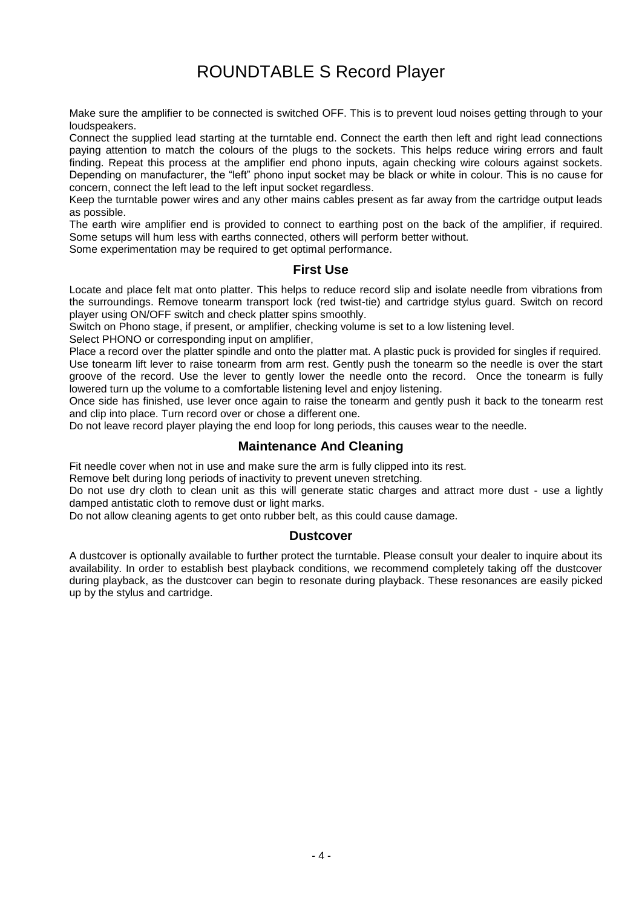# ROUNDTABLE S Record Player

Make sure the amplifier to be connected is switched OFF. This is to prevent loud noises getting through to your loudspeakers.

Connect the supplied lead starting at the turntable end. Connect the earth then left and right lead connections paying attention to match the colours of the plugs to the sockets. This helps reduce wiring errors and fault finding. Repeat this process at the amplifier end phono inputs, again checking wire colours against sockets. Depending on manufacturer, the “left” phono input socket may be black or white in colour. This is no cause for concern, connect the left lead to the left input socket regardless.

Keep the turntable power wires and any other mains cables present as far away from the cartridge output leads as possible.

The earth wire amplifier end is provided to connect to earthing post on the back of the amplifier, if required. Some setups will hum less with earths connected, others will perform better without.

Some experimentation may be required to get optimal performance.

## First Use

Locate and place felt mat onto platter. This helps to reduce record slip and isolate needle from vibrations from the surroundings. Remove tonearm transport lock (red twist-tie) and cartridge stylus guard. Switch on record player using ON/OFF switch and check platter spins smoothly.

Switch on Phono stage, if present, or amplifier, checking volume is set to a low listening level.

Select PHONO or corresponding input on amplifier,

Place a record over the platter spindle and onto the platter mat. A plastic puck is provided for singles if required. Use tonearm lift lever to raise tonearm from arm rest. Gently push the tonearm so the needle is over the start groove of the record. Use the lever to gently lower the needle onto the record. Once the tonearm is fully lowered turn up the volume to a comfortable listening level and enjoy listening.

Once side has finished, use lever once again to raise the tonearm and gently push it back to the tonearm rest and clip into place. Turn record over or chose a different one.

Do not leave record player playing the end loop for long periods, this causes wear to the needle.

## Maintenance And Cleaning

Fit needle cover when not in use and make sure the arm is fully clipped into its rest.

Remove belt during long periods of inactivity to prevent uneven stretching.

Do not use dry cloth to clean unit as this will generate static charges and attract more dust - use a lightly damped antistatic cloth to remove dust or light marks.

Do not allow cleaning agents to get onto rubber belt, as this could cause damage.

## Dustcover

A dustcover is optionally available to further protect the turntable. Please consult your dealer to inquire about its availability. In order to establish best playback conditions, we recommend completely taking off the dustcover during playback, as the dustcover can begin to resonate during playback. These resonances are easily picked up by the stylus and cartridge.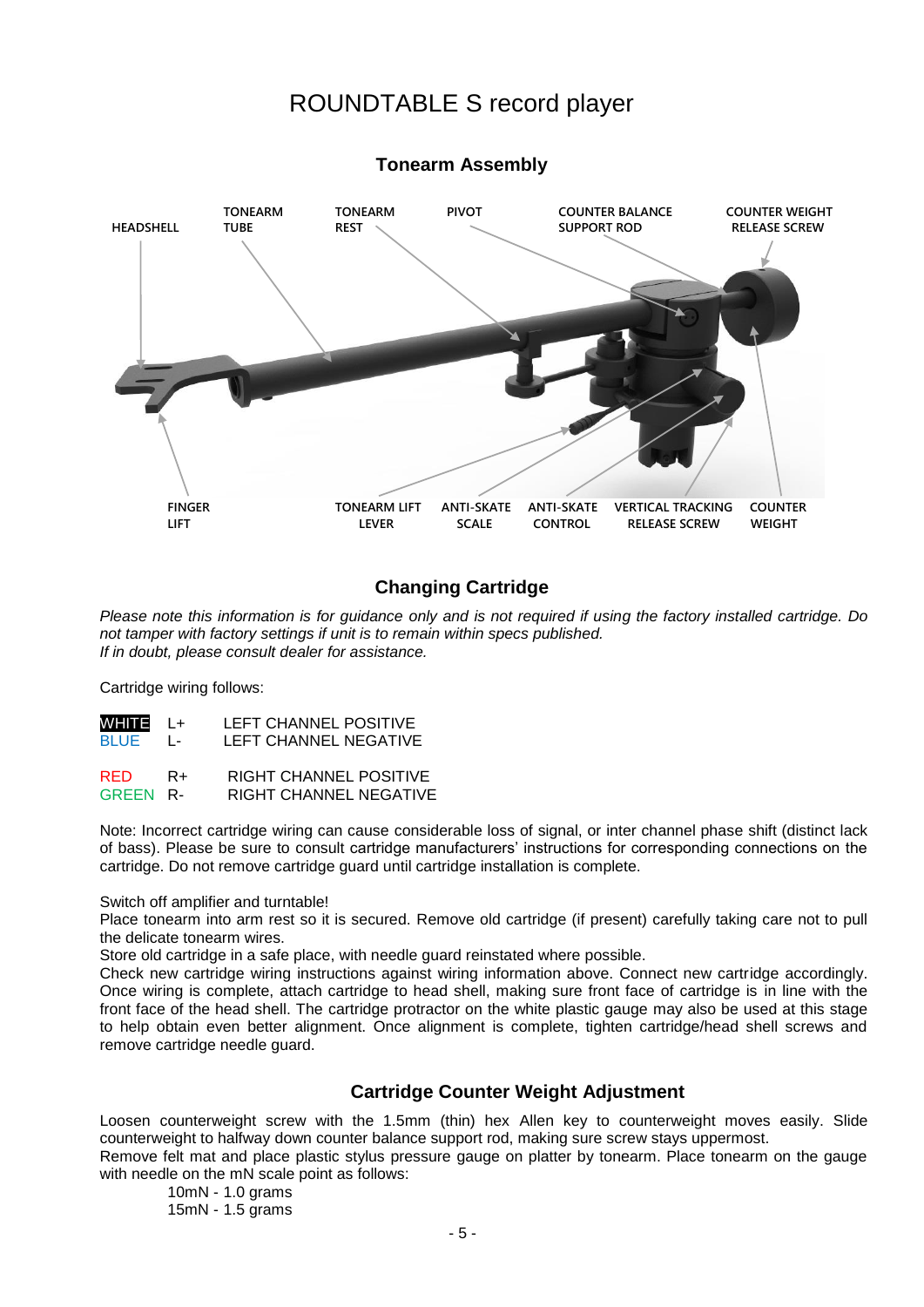# ROUNDTABLE S record player

## Tonearm Assembly

HEADSHELL
TONEARM TUBE
TONEARM REST
PIVOT
COUNTER BALANCE SUPPORT ROD
COUNTER WEIGHT RELEASE SCREW
FINGER LIFT
TONEARM LIFT LEVER
ANTI-SKATE SCALE
ANTI-SKATE CONTROL
VERTICAL TRACKING RELEASE SCREW
COUNTER WEIGHT

## Changing Cartridge

*Please note this information is for guidance only and is not required if using the factory installed cartridge. Do not tamper with factory settings if unit is to remain within specs published.*
*If in doubt, please consult dealer for assistance.*

Cartridge wiring follows:

| | | |
|---|---|---|
| WHITE | L+ | LEFT CHANNEL POSITIVE |
| BLUE | L- | LEFT CHANNEL NEGATIVE |
| RED | R+ | RIGHT CHANNEL POSITIVE |
| GREEN | R- | RIGHT CHANNEL NEGATIVE |

Note: Incorrect cartridge wiring can cause considerable loss of signal, or inter channel phase shift (distinct lack of bass). Please be sure to consult cartridge manufacturers' instructions for corresponding connections on the cartridge. Do not remove cartridge guard until cartridge installation is complete.

Switch off amplifier and turntable!
Place tonearm into arm rest so it is secured. Remove old cartridge (if present) carefully taking care not to pull the delicate tonearm wires.
Store old cartridge in a safe place, with needle guard reinstated where possible.
Check new cartridge wiring instructions against wiring information above. Connect new cartridge accordingly. Once wiring is complete, attach cartridge to head shell, making sure front face of cartridge is in line with the front face of the head shell. The cartridge protractor on the white plastic gauge may also be used at this stage to help obtain even better alignment. Once alignment is complete, tighten cartridge/head shell screws and remove cartridge needle guard.

## Cartridge Counter Weight Adjustment

Loosen counterweight screw with the 1.5mm (thin) hex Allen key to counterweight moves easily. Slide counterweight to halfway down counter balance support rod, making sure screw stays uppermost.
Remove felt mat and place plastic stylus pressure gauge on platter by tonearm. Place tonearm on the gauge with needle on the mN scale point as follows:

10mN - 1.0 grams
15mN - 1.5 grams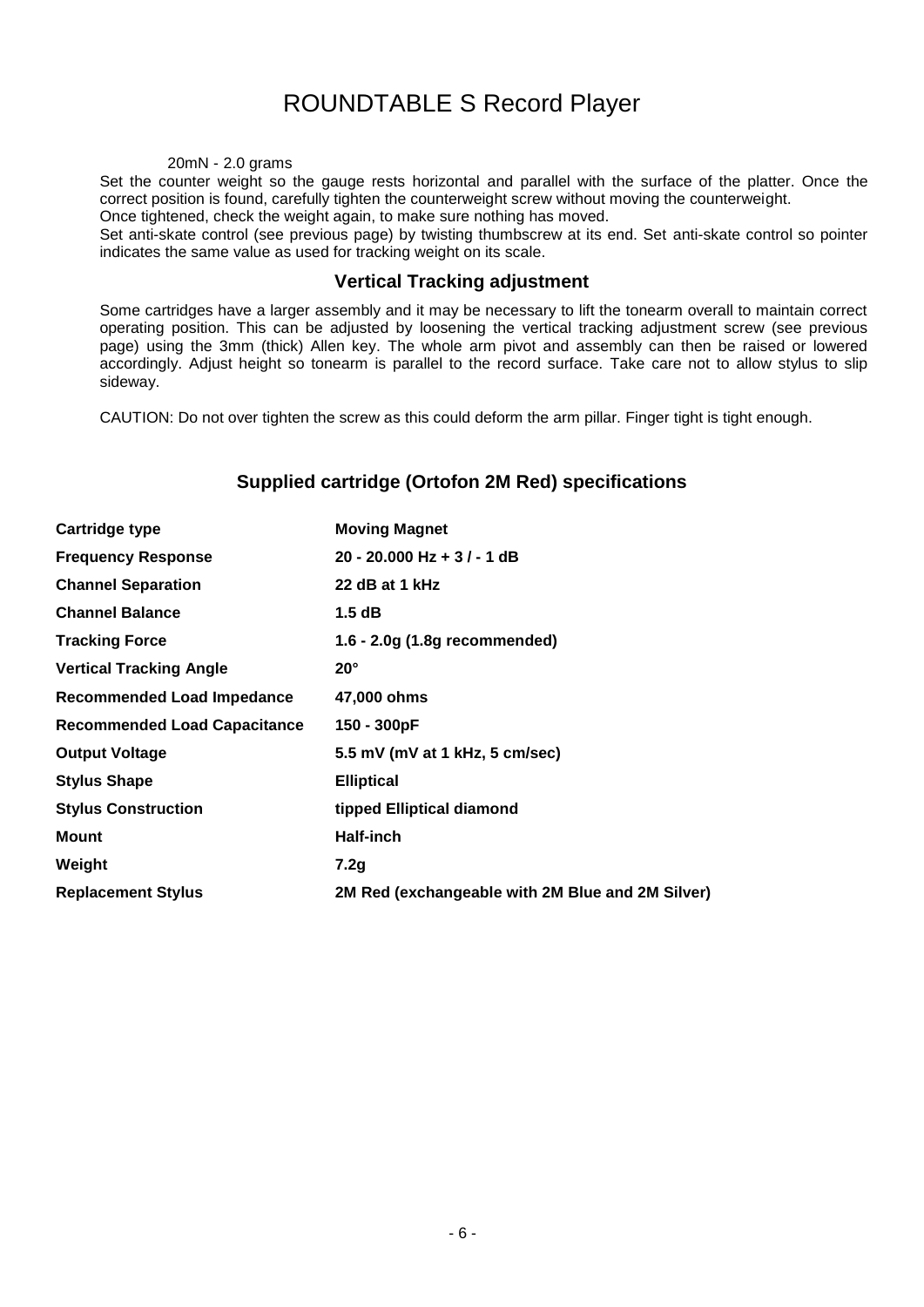# ROUNDTABLE S Record Player

20mN - 2.0 grams

Set the counter weight so the gauge rests horizontal and parallel with the surface of the platter. Once the correct position is found, carefully tighten the counterweight screw without moving the counterweight.

Once tightened, check the weight again, to make sure nothing has moved.

Set anti-skate control (see previous page) by twisting thumbscrew at its end. Set anti-skate control so pointer indicates the same value as used for tracking weight on its scale.

## Vertical Tracking adjustment

Some cartridges have a larger assembly and it may be necessary to lift the tonearm overall to maintain correct operating position. This can be adjusted by loosening the vertical tracking adjustment screw (see previous page) using the 3mm (thick) Allen key. The whole arm pivot and assembly can then be raised or lowered accordingly. Adjust height so tonearm is parallel to the record surface. Take care not to allow stylus to slip sideway.

CAUTION: Do not over tighten the screw as this could deform the arm pillar. Finger tight is tight enough.

## Supplied cartridge (Ortofon 2M Red) specifications

| | |
|---|---|
| **Cartridge type** | **Moving Magnet** |
| **Frequency Response** | **20 - 20.000 Hz + 3 / - 1 dB** |
| **Channel Separation** | **22 dB at 1 kHz** |
| **Channel Balance** | **1.5 dB** |
| **Tracking Force** | **1.6 - 2.0g (1.8g recommended)** |
| **Vertical Tracking Angle** | **20°** |
| **Recommended Load Impedance** | **47,000 ohms** |
| **Recommended Load Capacitance** | **150 - 300pF** |
| **Output Voltage** | **5.5 mV (mV at 1 kHz, 5 cm/sec)** |
| **Stylus Shape** | **Elliptical** |
| **Stylus Construction** | **tipped Elliptical diamond** |
| **Mount** | **Half-inch** |
| **Weight** | **7.2g** |
| **Replacement Stylus** | **2M Red (exchangeable with 2M Blue and 2M Silver)** |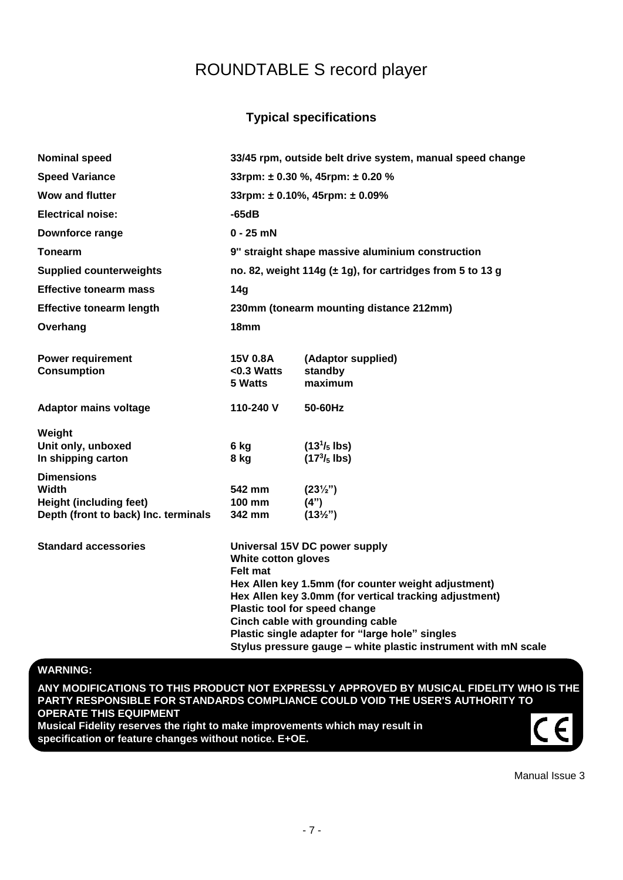# ROUNDTABLE S record player

## Typical specifications

| | | |
|---|---|---|
| **Nominal speed** | **33/45 rpm, outside belt drive system, manual speed change** | |
| **Speed Variance** | **33rpm: ± 0.30 %, 45rpm: ± 0.20 %** | |
| **Wow and flutter** | **33rpm: ± 0.10%, 45rpm: ± 0.09%** | |
| **Electrical noise:** | **-65dB** | |
| **Downforce range** | **0 - 25 mN** | |
| **Tonearm** | **9" straight shape massive aluminium construction** | |
| **Supplied counterweights** | **no. 82, weight 114g (± 1g), for cartridges from 5 to 13 g** | |
| **Effective tonearm mass** | **14g** | |
| **Effective tonearm length** | **230mm (tonearm mounting distance 212mm)** | |
| **Overhang** | **18mm** | |
| **Power requirement** | **15V 0.8A** | **(Adaptor supplied)** |
| **Consumption** | **<0.3 Watts** | **standby** |
| | **5 Watts** | **maximum** |
| **Adaptor mains voltage** | **110-240 V** | **50-60Hz** |
| **Weight** | | |
| **Unit only, unboxed** | **6 kg** | **(13 1/5 lbs)** |
| **In shipping carton** | **8 kg** | **(17 3/5 lbs)** |
| **Dimensions** | | |
| **Width** | **542 mm** | **(23½")** |
| **Height (including feet)** | **100 mm** | **(4")** |
| **Depth (front to back) Inc. terminals** | **342 mm** | **(13½")** |

**Standard accessories**

**Universal 15V DC power supply**
**White cotton gloves**
**Felt mat**
**Hex Allen key 1.5mm (for counter weight adjustment)**
**Hex Allen key 3.0mm (for vertical tracking adjustment)**
**Plastic tool for speed change**
**Cinch cable with grounding cable**
**Plastic single adapter for "large hole" singles**
**Stylus pressure gauge – white plastic instrument with mN scale**

**WARNING:**

**ANY MODIFICATIONS TO THIS PRODUCT NOT EXPRESSLY APPROVED BY MUSICAL FIDELITY WHO IS THE PARTY RESPONSIBLE FOR STANDARDS COMPLIANCE COULD VOID THE USER'S AUTHORITY TO OPERATE THIS EQUIPMENT**
**Musical Fidelity reserves the right to make improvements which may result in specification or feature changes without notice. E+OE.**

CE

Manual Issue 3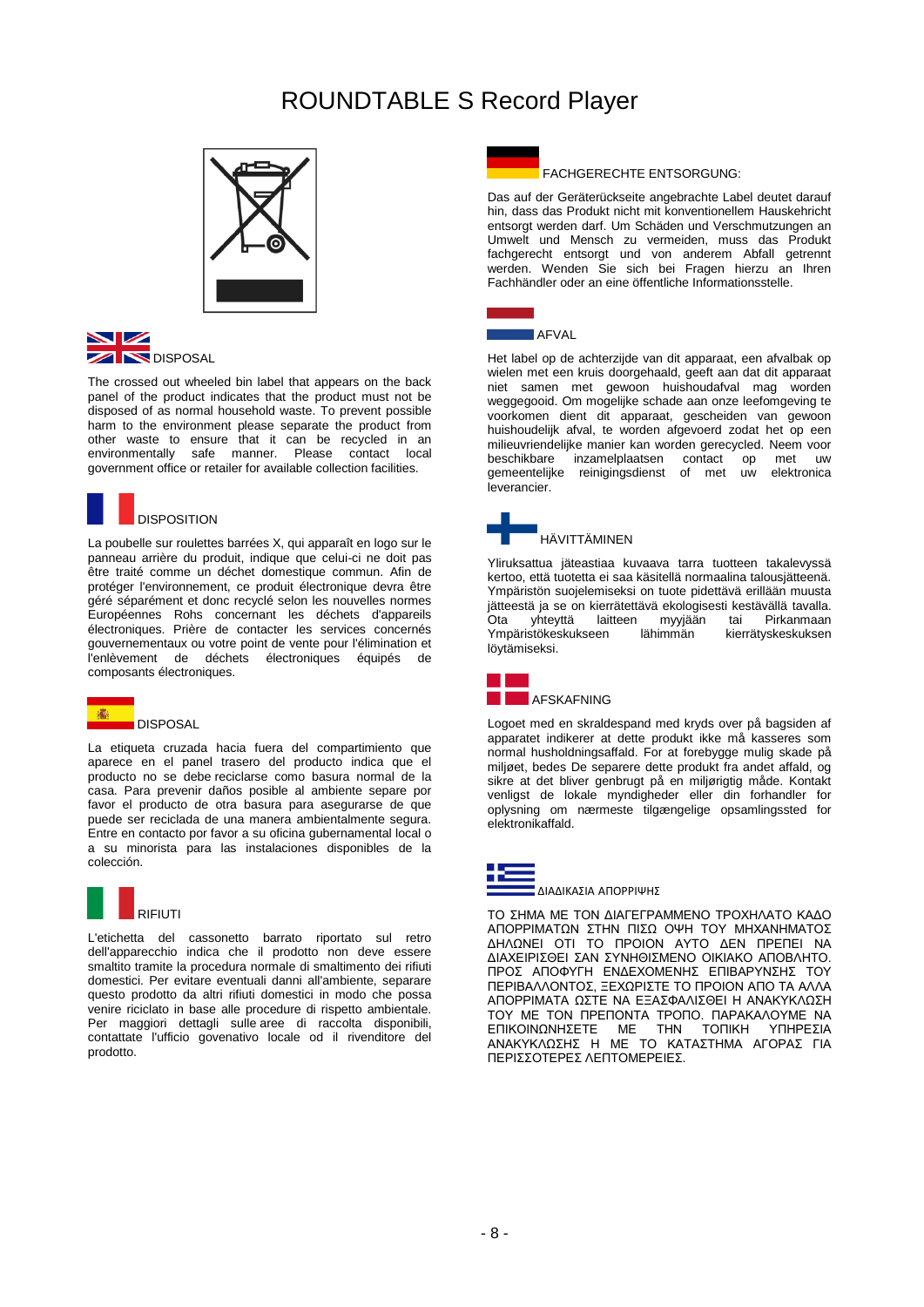# ROUNDTABLE S Record Player

## DISPOSAL

The crossed out wheeled bin label that appears on the back panel of the product indicates that the product must not be disposed of as normal household waste. To prevent possible harm to the environment please separate the product from other waste to ensure that it can be recycled in an environmentally safe manner. Please contact local government office or retailer for available collection facilities.

## DISPOSITION

La poubelle sur roulettes barrées X, qui apparaît en logo sur le panneau arrière du produit, indique que celui-ci ne doit pas être traité comme un déchet domestique commun. Afin de protéger l'environnement, ce produit électronique devra être géré séparément et donc recyclé selon les nouvelles normes Européennes Rohs concernant les déchets d'appareils électroniques. Prière de contacter les services concernés gouvernementaux ou votre point de vente pour l'élimination et l'enlèvement de déchets électroniques équipés de composants électroniques.

## DISPOSAL

La etiqueta cruzada hacia fuera del compartimiento que aparece en el panel trasero del producto indica que el producto no se debe reciclarse como basura normal de la casa. Para prevenir daños posible al ambiente separe por favor el producto de otra basura para asegurarse de que puede ser reciclada de una manera ambientalmente segura. Entre en contacto por favor a su oficina gubernamental local o a su minorista para las instalaciones disponibles de la colección.

## RIFIUTI

L'etichetta del cassonetto barrato riportato sul retro dell'apparecchio indica che il prodotto non deve essere smaltito tramite la procedura normale di smaltimento dei rifiuti domestici. Per evitare eventuali danni all'ambiente, separare questo prodotto da altri rifiuti domestici in modo che possa venire riciclato in base alle procedure di rispetto ambientale. Per maggiori dettagli sulle aree di raccolta disponibili, contattate l'ufficio govenativo locale od il rivenditore del prodotto.

## FACHGERECHTE ENTSORGUNG:

Das auf der Geräterückseite angebrachte Label deutet darauf hin, dass das Produkt nicht mit konventionellem Hauskehricht entsorgt werden darf. Um Schäden und Verschmutzungen an Umwelt und Mensch zu vermeiden, muss das Produkt fachgerecht entsorgt und von anderem Abfall getrennt werden. Wenden Sie sich bei Fragen hierzu an Ihren Fachhändler oder an eine öffentliche Informationsstelle.

## AFVAL

Het label op de achterzijde van dit apparaat, een afvalbak op wielen met een kruis doorgehaald, geeft aan dat dit apparaat niet samen met gewoon huishoudafval mag worden weggegooid. Om mogelijke schade aan onze leefomgeving te voorkomen dient dit apparaat, gescheiden van gewoon huishoudelijk afval, te worden afgevoerd zodat het op een milieuvriendelijke manier kan worden gerecycled. Neem voor beschikbare inzamelplaatsen contact op met uw gemeentelijke reinigingsdienst of met uw elektronica leverancier.

## HÄVITTÄMINEN

Yliruksattua jäteastiaa kuvaava tarra tuotteen takalevyssä kertoo, että tuotetta ei saa käsitellä normaalina talousjätteenä. Ympäristön suojelemiseksi on tuote pidettävä erillään muusta jätteestä ja se on kierrätettävä ekologisesti kestävällä tavalla. Ota yhteyttä laitteen myyjään tai Pirkanmaan Ympäristökeskukseen lähimmän kierrätyskeskuksen löytämiseksi.

## AFSKAFNING

Logoet med en skraldespand med kryds over på bagsiden af apparatet indikerer at dette produkt ikke må kasseres som normal husholdningsaffald. For at forebygge mulig skade på miljøet, bedes De separere dette produkt fra andet affald, og sikre at det bliver genbrugt på en miljørigtig måde. Kontakt venligst de lokale myndigheder eller din forhandler for oplysning om nærmeste tilgængelige opsamlingssted for elektronikaffald.

## ΔΙΑΔΙΚΑΣΙΑ ΑΠΟΡΡΙΨΗΣ

ΤΟ ΣΗΜΑ ΜΕ ΤΟΝ ΔΙΑΓΕΓΡΑΜΜΕΝΟ ΤΡΟΧΗΛΑΤΟ ΚΑΔΟ ΑΠΟΡΡΙΜΑΤΩΝ ΣΤΗΝ ΠΙΣΩ ΟΨΗ ΤΟΥ ΜΗΧΑΝΗΜΑΤΟΣ ΔΗΛΩΝΕΙ ΟΤΙ ΤΟ ΠΡΟΙΟΝ ΑΥΤΟ ΔΕΝ ΠΡΕΠΕΙ ΝΑ ΔΙΑΧΕΙΡΙΣΤΘΕΙ ΣΑΝ ΣΥΝΗΘΙΣΜΕΝΟ ΟΙΚΙΑΚΟ ΑΠΟΒΛΗΤΟ. ΠΡΟΣ ΑΠΟΦΥΓΗ ΕΝΔΕΧΟΜΕΝΗΣ ΕΠΙΒΑΡΥΝΣΗΣ ΤΟΥ ΠΕΡΙΒΑΛΛΟΝΤΟΣ, ΞΕΧΩΡΙΣΤΕ ΤΟ ΠΡΟΙΟΝ ΑΠΟ ΤΑ ΑΛΛΑ ΑΠΟΡΡΙΜΑΤΑ ΩΣΤΕ ΝΑ ΕΞΑΣΦΑΛΙΣΘΕΙ Η ΑΝΑΚΥΚΛΩΣΗ ΤΟΥ ΜΕ ΤΟΝ ΠΡΕΠΟΝΤΑ ΤΡΟΠΟ. ΠΑΡΑΚΑΛΟΥΜΕ ΝΑ ΕΠΙΚΟΙΝΩΝΗΣΕΤΕ ΜΕ ΤΗΝ ΤΟΠΙΚΗ ΥΠΗΡΕΣΙΑ ΑΝΑΚΥΚΛΩΣΗΣ Η ΜΕ ΤΟ ΚΑΤΑΣΤΗΜΑ ΑΓΟΡΑΣ ΓΙΑ ΠΕΡΙΣΣΟΤΕΡΕΣ ΛΕΠΤΟΜΕΡΕΙΕΣ.